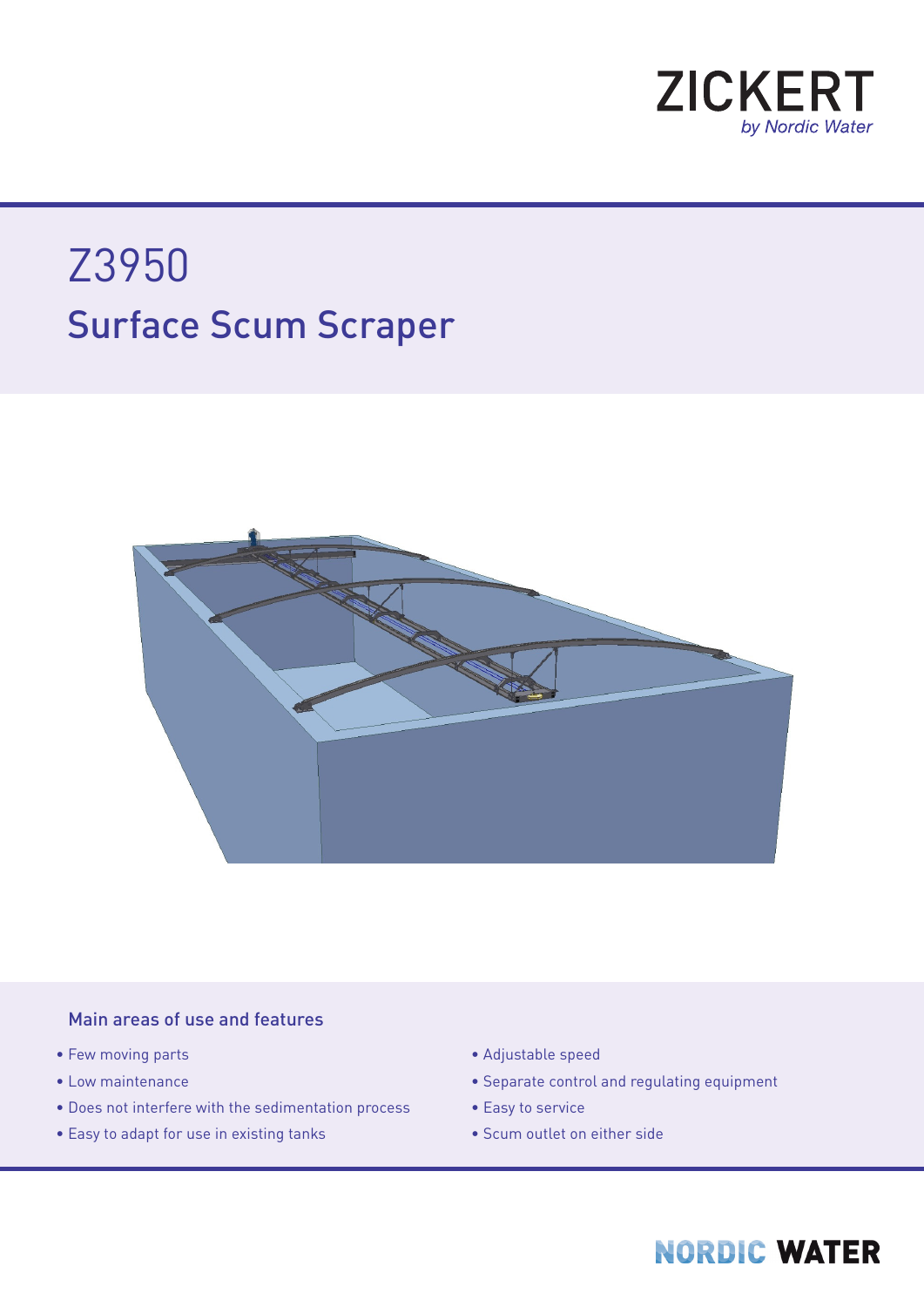ZICKERT
*by Nordic Water*

# Z3950

## Surface Scum Scraper

### Main areas of use and features

- Few moving parts
- Low maintenance
- Does not interfere with the sedimentation process
- Easy to adapt for use in existing tanks
- Adjustable speed
- Separate control and regulating equipment
- Easy to service
- Scum outlet on either side

NORDIC WATER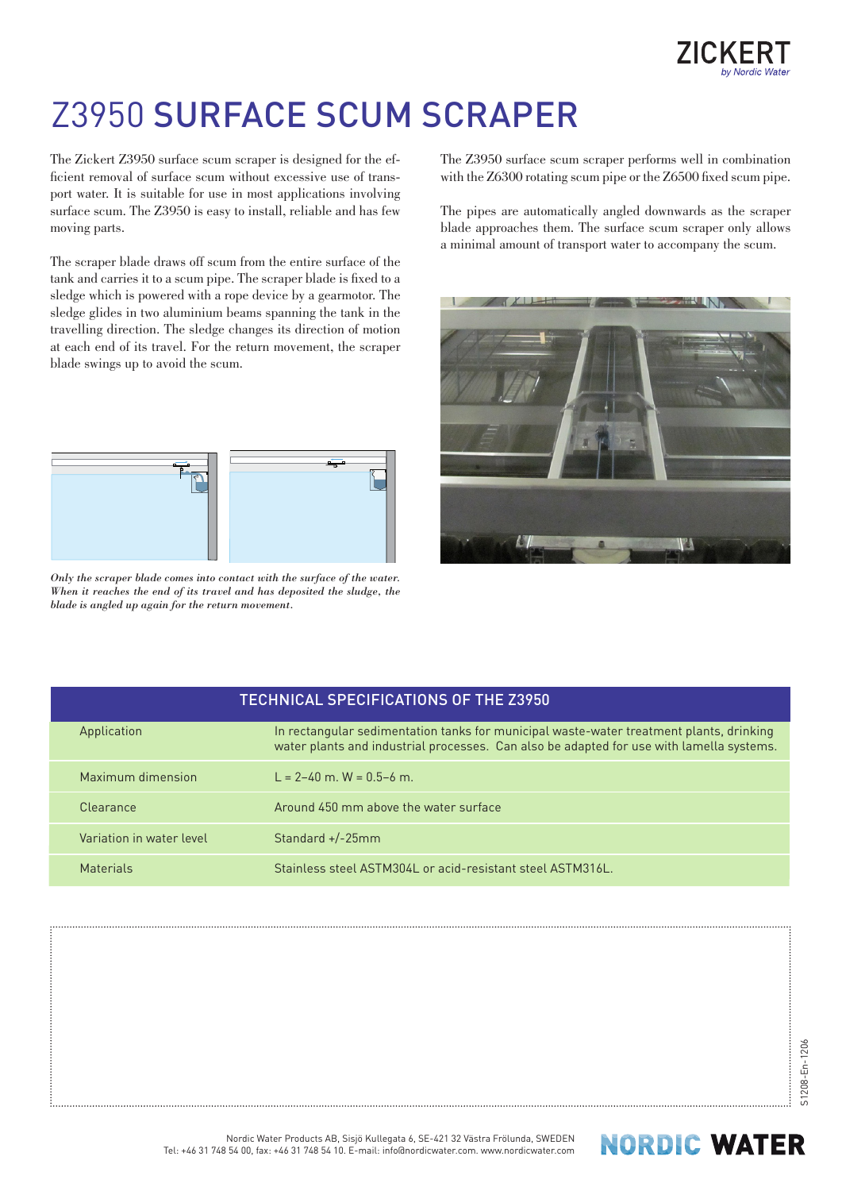# Z3950 SURFACE SCUM SCRAPER

The Zickert Z3950 surface scum scraper is designed for the efficient removal of surface scum without excessive use of transport water. It is suitable for use in most applications involving surface scum. The Z3950 is easy to install, reliable and has few moving parts.

The scraper blade draws off scum from the entire surface of the tank and carries it to a scum pipe. The scraper blade is fixed to a sledge which is powered with a rope device by a gearmotor. The sledge glides in two aluminium beams spanning the tank in the travelling direction. The sledge changes its direction of motion at each end of its travel. For the return movement, the scraper blade swings up to avoid the scum.

The Z3950 surface scum scraper performs well in combination with the Z6300 rotating scum pipe or the Z6500 fixed scum pipe.

The pipes are automatically angled downwards as the scraper blade approaches them. The surface scum scraper only allows a minimal amount of transport water to accompany the scum.

*Only the scraper blade comes into contact with the surface of the water. When it reaches the end of its travel and has deposited the sludge, the blade is angled up again for the return movement.*

## TECHNICAL SPECIFICATIONS OF THE Z3950

| | |
|---|---|
| Application | In rectangular sedimentation tanks for municipal waste-water treatment plants, drinking water plants and industrial processes. Can also be adapted for use with lamella systems. |
| Maximum dimension | L = 2–40 m. W = 0.5–6 m. |
| Clearance | Around 450 mm above the water surface |
| Variation in water level | Standard +/-25mm |
| Materials | Stainless steel ASTM304L or acid-resistant steel ASTM316L. |

S1208-En-1206

Nordic Water Products AB, Sisjö Kullegata 6, SE-421 32 Västra Frölunda, SWEDEN
Tel: +46 31 748 54 00, fax: +46 31 748 54 10. E-mail: info@nordicwater.com. www.nordicwater.com